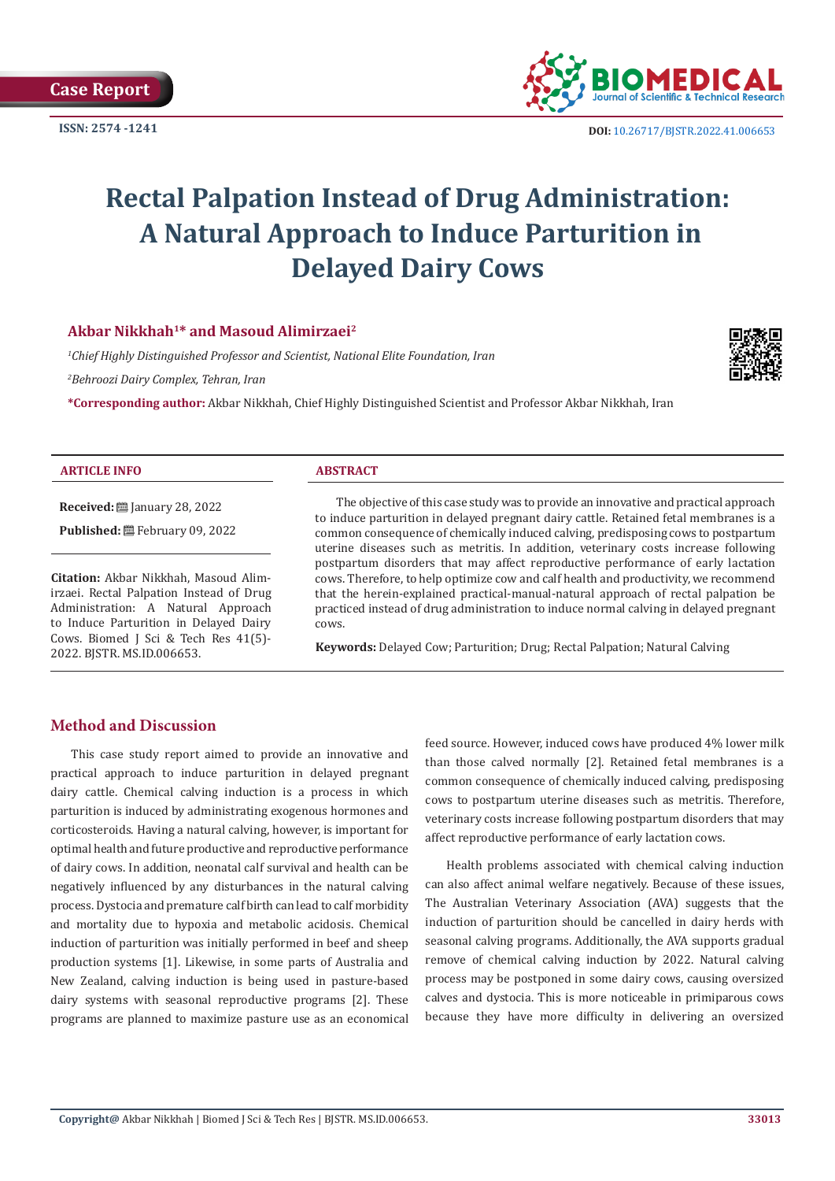Case Report

ISSN: 2574 -1241

DOI: 10.26717/BJSTR.2022.41.006653

# Rectal Palpation Instead of Drug Administration: A Natural Approach to Induce Parturition in Delayed Dairy Cows

**Akbar Nikkhah[1]* and Masoud Alimirzaei[2]**

*[1]Chief Highly Distinguished Professor and Scientist, National Elite Foundation, Iran*

*[2]Behroozi Dairy Complex, Tehran, Iran*

***Corresponding author:** Akbar Nikkhah, Chief Highly Distinguished Scientist and Professor Akbar Nikkhah, Iran

## ARTICLE INFO

**Received:** January 28, 2022

**Published:** February 09, 2022

**Citation:** Akbar Nikkhah, Masoud Alimirzaei. Rectal Palpation Instead of Drug Administration: A Natural Approach to Induce Parturition in Delayed Dairy Cows. Biomed J Sci & Tech Res 41(5)-2022. BJSTR. MS.ID.006653.

## ABSTRACT

The objective of this case study was to provide an innovative and practical approach to induce parturition in delayed pregnant dairy cattle. Retained fetal membranes is a common consequence of chemically induced calving, predisposing cows to postpartum uterine diseases such as metritis. In addition, veterinary costs increase following postpartum disorders that may affect reproductive performance of early lactation cows. Therefore, to help optimize cow and calf health and productivity, we recommend that the herein-explained practical-manual-natural approach of rectal palpation be practiced instead of drug administration to induce normal calving in delayed pregnant cows.

**Keywords:** Delayed Cow; Parturition; Drug; Rectal Palpation; Natural Calving

## Method and Discussion

This case study report aimed to provide an innovative and practical approach to induce parturition in delayed pregnant dairy cattle. Chemical calving induction is a process in which parturition is induced by administrating exogenous hormones and corticosteroids. Having a natural calving, however, is important for optimal health and future productive and reproductive performance of dairy cows. In addition, neonatal calf survival and health can be negatively influenced by any disturbances in the natural calving process. Dystocia and premature calf birth can lead to calf morbidity and mortality due to hypoxia and metabolic acidosis. Chemical induction of parturition was initially performed in beef and sheep production systems [1]. Likewise, in some parts of Australia and New Zealand, calving induction is being used in pasture-based dairy systems with seasonal reproductive programs [2]. These programs are planned to maximize pasture use as an economical feed source. However, induced cows have produced 4% lower milk than those calved normally [2]. Retained fetal membranes is a common consequence of chemically induced calving, predisposing cows to postpartum uterine diseases such as metritis. Therefore, veterinary costs increase following postpartum disorders that may affect reproductive performance of early lactation cows.

Health problems associated with chemical calving induction can also affect animal welfare negatively. Because of these issues, The Australian Veterinary Association (AVA) suggests that the induction of parturition should be cancelled in dairy herds with seasonal calving programs. Additionally, the AVA supports gradual remove of chemical calving induction by 2022. Natural calving process may be postponed in some dairy cows, causing oversized calves and dystocia. This is more noticeable in primiparous cows because they have more difficulty in delivering an oversized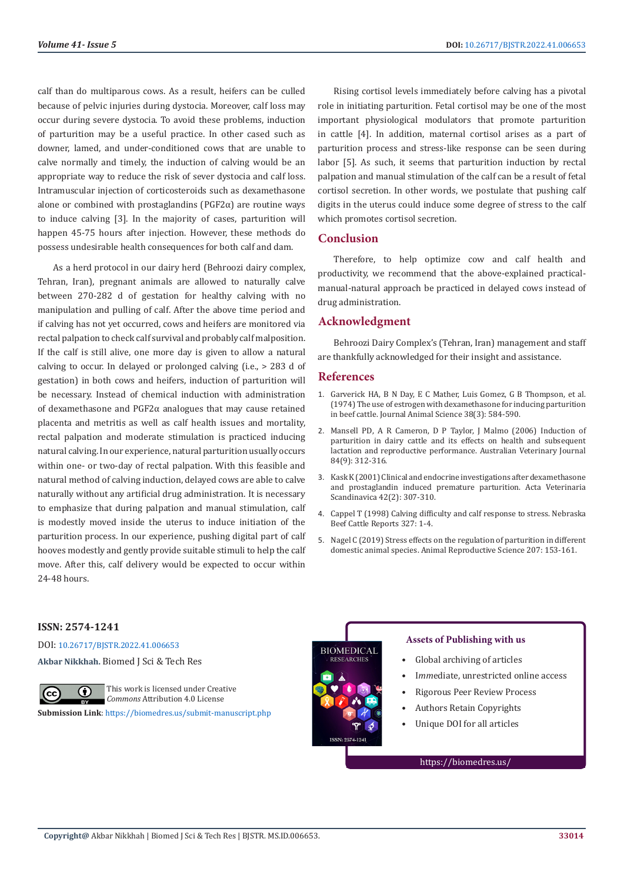calf than do multiparous cows. As a result, heifers can be culled because of pelvic injuries during dystocia. Moreover, calf loss may occur during severe dystocia. To avoid these problems, induction of parturition may be a useful practice. In other cased such as downer, lamed, and under-conditioned cows that are unable to calve normally and timely, the induction of calving would be an appropriate way to reduce the risk of sever dystocia and calf loss. Intramuscular injection of corticosteroids such as dexamethasone alone or combined with prostaglandins (PGF2α) are routine ways to induce calving [3]. In the majority of cases, parturition will happen 45-75 hours after injection. However, these methods do possess undesirable health consequences for both calf and dam.

As a herd protocol in our dairy herd (Behroozi dairy complex, Tehran, Iran), pregnant animals are allowed to naturally calve between 270-282 d of gestation for healthy calving with no manipulation and pulling of calf. After the above time period and if calving has not yet occurred, cows and heifers are monitored via rectal palpation to check calf survival and probably calf malposition. If the calf is still alive, one more day is given to allow a natural calving to occur. In delayed or prolonged calving (i.e., > 283 d of gestation) in both cows and heifers, induction of parturition will be necessary. Instead of chemical induction with administration of dexamethasone and PGF2α analogues that may cause retained placenta and metritis as well as calf health issues and mortality, rectal palpation and moderate stimulation is practiced inducing natural calving. In our experience, natural parturition usually occurs within one- or two-day of rectal palpation. With this feasible and natural method of calving induction, delayed cows are able to calve naturally without any artificial drug administration. It is necessary to emphasize that during palpation and manual stimulation, calf is modestly moved inside the uterus to induce initiation of the parturition process. In our experience, pushing digital part of calf hooves modestly and gently provide suitable stimuli to help the calf move. After this, calf delivery would be expected to occur within 24-48 hours.

Rising cortisol levels immediately before calving has a pivotal role in initiating parturition. Fetal cortisol may be one of the most important physiological modulators that promote parturition in cattle [4]. In addition, maternal cortisol arises as a part of parturition process and stress-like response can be seen during labor [5]. As such, it seems that parturition induction by rectal palpation and manual stimulation of the calf can be a result of fetal cortisol secretion. In other words, we postulate that pushing calf digits in the uterus could induce some degree of stress to the calf which promotes cortisol secretion.

## Conclusion

Therefore, to help optimize cow and calf health and productivity, we recommend that the above-explained practical-manual-natural approach be practiced in delayed cows instead of drug administration.

## Acknowledgment

Behroozi Dairy Complex's (Tehran, Iran) management and staff are thankfully acknowledged for their insight and assistance.

## References

1. Garverick HA, B N Day, E C Mather, Luis Gomez, G B Thompson, et al. (1974) The use of estrogen with dexamethasone for inducing parturition in beef cattle. Journal Animal Science 38(3): 584-590.
2. Mansell PD, A R Cameron, D P Taylor, J Malmo (2006) Induction of parturition in dairy cattle and its effects on health and subsequent lactation and reproductive performance. Australian Veterinary Journal 84(9): 312-316.
3. Kask K (2001) Clinical and endocrine investigations after dexamethasone and prostaglandin induced premature parturition. Acta Veterinaria Scandinavica 42(2): 307-310.
4. Cappel T (1998) Calving difficulty and calf response to stress. Nebraska Beef Cattle Reports 327: 1-4.
5. Nagel C (2019) Stress effects on the regulation of parturition in different domestic animal species. Animal Reproductive Science 207: 153-161.

**ISSN: 2574-1241**

DOI: 10.26717/BJSTR.2022.41.006653

**Akbar Nikkhah.** Biomed J Sci & Tech Res

This work is licensed under Creative *Commons* Attribution 4.0 License

**Submission Link**: https://biomedres.us/submit-manuscript.php

**Assets of Publishing with us**

- Global archiving of articles
- Immediate, unrestricted online access
- Rigorous Peer Review Process
- Authors Retain Copyrights
- Unique DOI for all articles

https://biomedres.us/